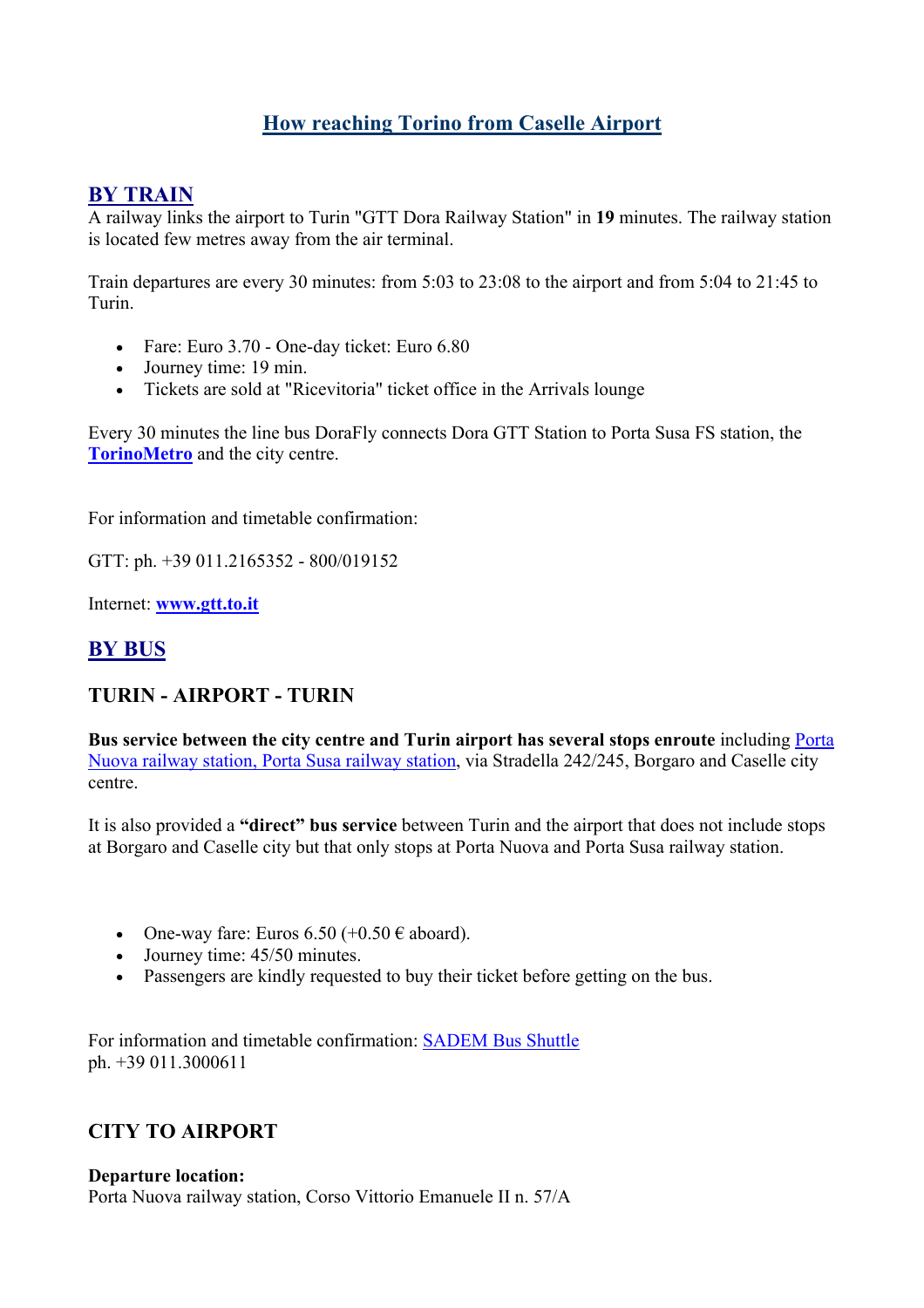# How reaching Torino from Caselle Airport

## BY TRAIN

A railway links the airport to Turin "GTT Dora Railway Station" in **19** minutes. The railway station is located few metres away from the air terminal.

Train departures are every 30 minutes: from 5:03 to 23:08 to the airport and from 5:04 to 21:45 to Turin.

- Fare: Euro 3.70 - One-day ticket: Euro 6.80
- Journey time: 19 min.
- Tickets are sold at "Ricevitoria" ticket office in the Arrivals lounge

Every 30 minutes the line bus DoraFly connects Dora GTT Station to Porta Susa FS station, the **TorinoMetro** and the city centre.

For information and timetable confirmation:

GTT: ph. +39 011.2165352 - 800/019152

Internet: **www.gtt.to.it**

## BY BUS

### TURIN - AIRPORT - TURIN

**Bus service between the city centre and Turin airport has several stops enroute** including Porta Nuova railway station, Porta Susa railway station, via Stradella 242/245, Borgaro and Caselle city centre.

It is also provided a **"direct" bus service** between Turin and the airport that does not include stops at Borgaro and Caselle city but that only stops at Porta Nuova and Porta Susa railway station.

- One-way fare: Euros 6.50 (+0.50 € aboard).
- Journey time: 45/50 minutes.
- Passengers are kindly requested to buy their ticket before getting on the bus.

For information and timetable confirmation: SADEM Bus Shuttle
ph. +39 011.3000611

### CITY TO AIRPORT

**Departure location:**
Porta Nuova railway station, Corso Vittorio Emanuele II n. 57/A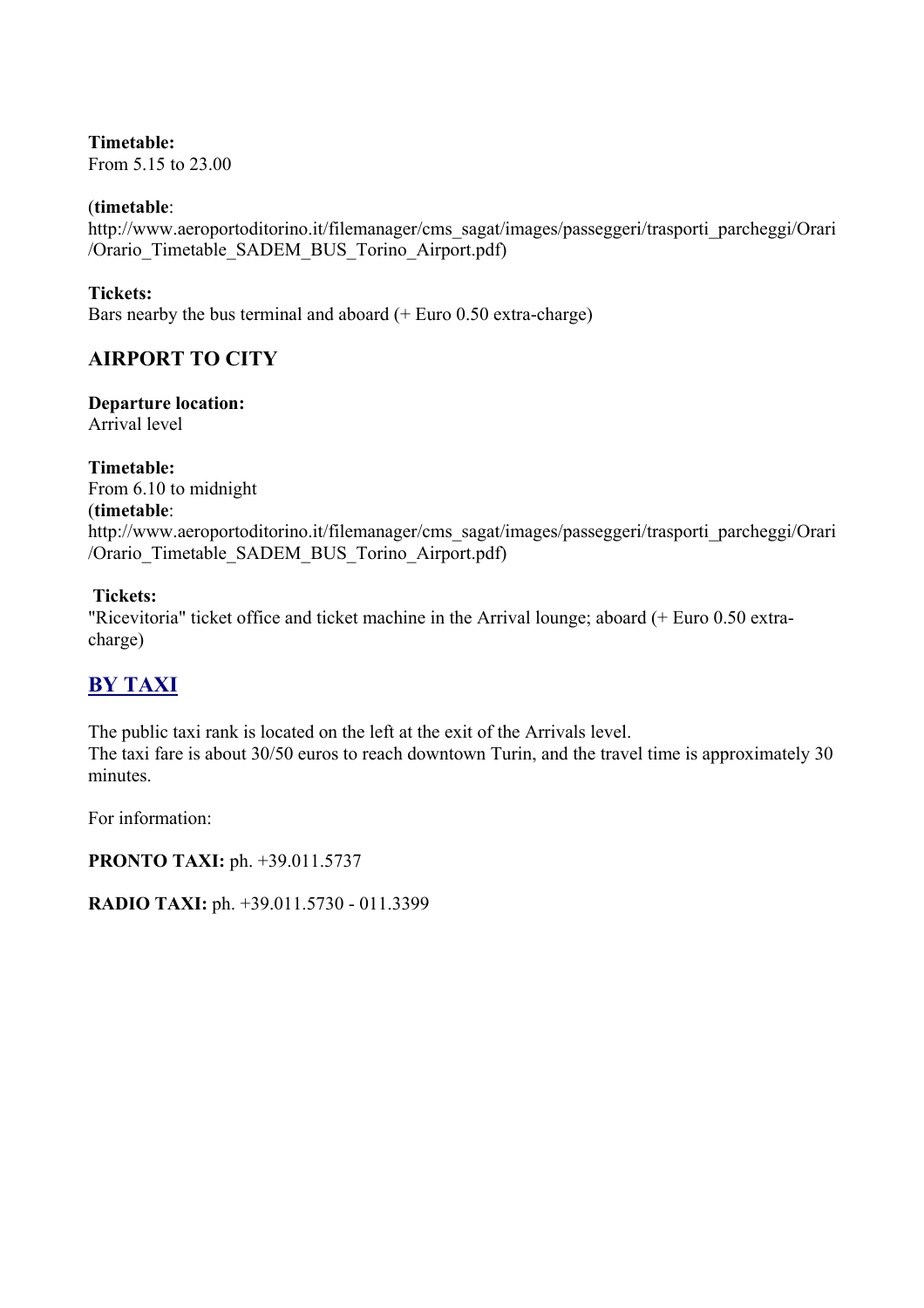**Timetable:**
From 5.15 to 23.00

(**timetable**:
http://www.aeroportoditorino.it/filemanager/cms_sagat/images/passeggeri/trasporti_parcheggi/Orari/Orario_Timetable_SADEM_BUS_Torino_Airport.pdf)

**Tickets:**
Bars nearby the bus terminal and aboard (+ Euro 0.50 extra-charge)

## AIRPORT TO CITY

**Departure location:**
Arrival level

**Timetable:**
From 6.10 to midnight
(**timetable**:
http://www.aeroportoditorino.it/filemanager/cms_sagat/images/passeggeri/trasporti_parcheggi/Orari/Orario_Timetable_SADEM_BUS_Torino_Airport.pdf)

**Tickets:**
"Ricevitoria" ticket office and ticket machine in the Arrival lounge; aboard (+ Euro 0.50 extra-charge)

## BY TAXI

The public taxi rank is located on the left at the exit of the Arrivals level.
The taxi fare is about 30/50 euros to reach downtown Turin, and the travel time is approximately 30 minutes.

For information:

**PRONTO TAXI:** ph. +39.011.5737

**RADIO TAXI:** ph. +39.011.5730 - 011.3399